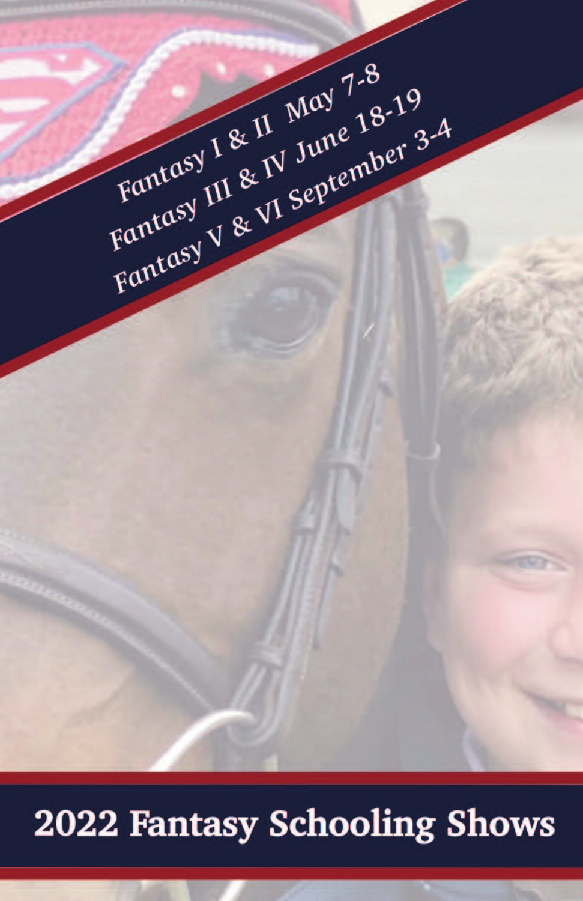Fantasy I & II May 7-8

Fantasy III & IV June 18-19

Fantasy V & VI September 3-4

# 2022 Fantasy Schooling Shows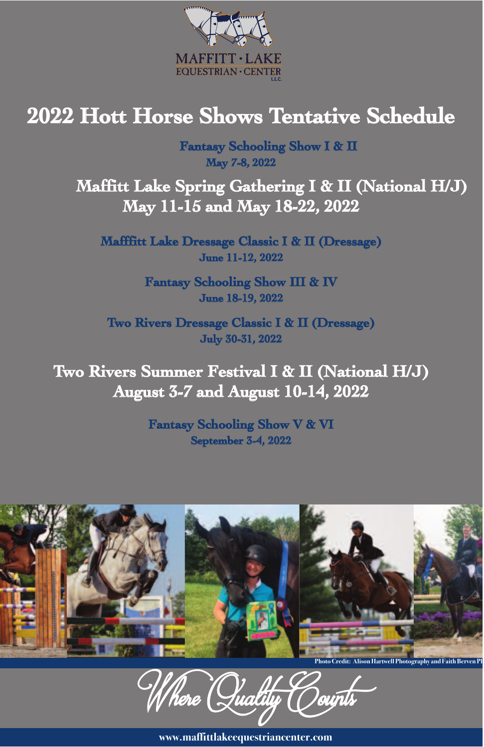MAFFITT · LAKE
EQUESTRIAN · CENTER
LLC

# 2022 Hott Horse Shows Tentative Schedule

**Fantasy Schooling Show I & II**
**May 7-8, 2022**

## Maffitt Lake Spring Gathering I & II (National H/J)
## May 11-15 and May 18-22, 2022

**Mafffitt Lake Dressage Classic I & II (Dressage)**
**June 11-12, 2022**

**Fantasy Schooling Show III & IV**
**June 18-19, 2022**

**Two Rivers Dressage Classic I & II (Dressage)**
**July 30-31, 2022**

## Two Rivers Summer Festival I & II (National H/J)
## August 3-7 and August 10-14, 2022

**Fantasy Schooling Show V & VI**
**September 3-4, 2022**

Photo Credit: Alison Hartwell Photography and Faith Berven Ph

*Where Quality Counts*

www.maffittlakeequestriancenter.com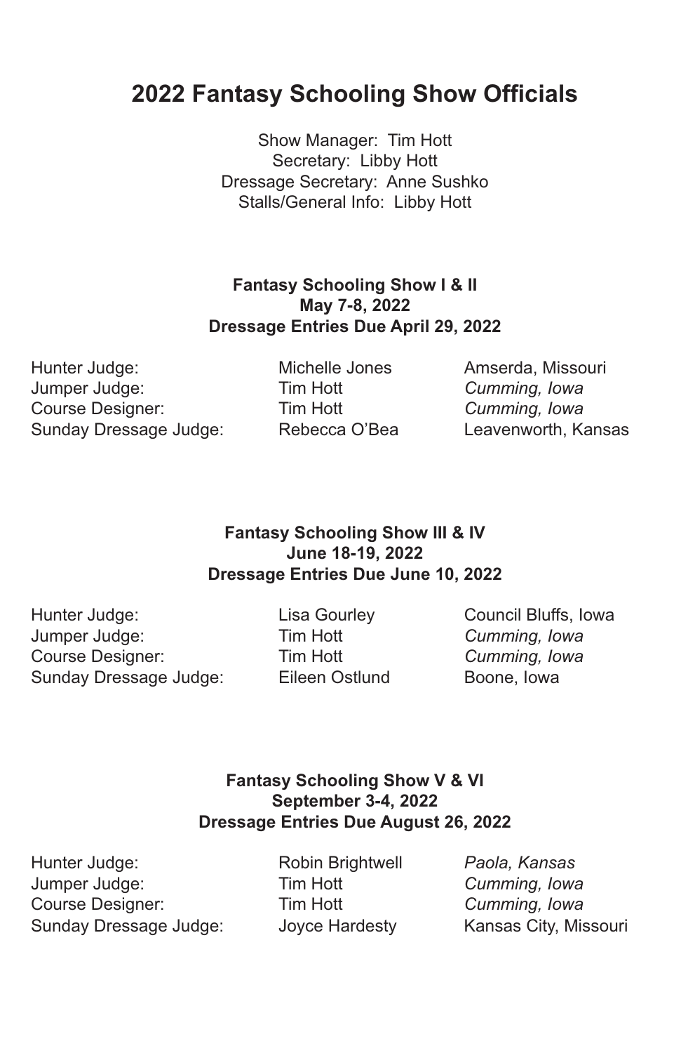# 2022 Fantasy Schooling Show Officials

Show Manager: Tim Hott
Secretary: Libby Hott
Dressage Secretary: Anne Sushko
Stalls/General Info: Libby Hott

**Fantasy Schooling Show I & II**
**May 7-8, 2022**
**Dressage Entries Due April 29, 2022**

| | | |
|---|---|---|
| Hunter Judge: | Michelle Jones | Amserda, Missouri |
| Jumper Judge: | Tim Hott | *Cumming, Iowa* |
| Course Designer: | Tim Hott | *Cumming, Iowa* |
| Sunday Dressage Judge: | Rebecca O'Bea | Leavenworth, Kansas |

**Fantasy Schooling Show III & IV**
**June 18-19, 2022**
**Dressage Entries Due June 10, 2022**

| | | |
|---|---|---|
| Hunter Judge: | Lisa Gourley | Council Bluffs, Iowa |
| Jumper Judge: | Tim Hott | *Cumming, Iowa* |
| Course Designer: | Tim Hott | *Cumming, Iowa* |
| Sunday Dressage Judge: | Eileen Ostlund | Boone, Iowa |

**Fantasy Schooling Show V & VI**
**September 3-4, 2022**
**Dressage Entries Due August 26, 2022**

| | | |
|---|---|---|
| Hunter Judge: | Robin Brightwell | *Paola, Kansas* |
| Jumper Judge: | Tim Hott | *Cumming, Iowa* |
| Course Designer: | Tim Hott | *Cumming, Iowa* |
| Sunday Dressage Judge: | Joyce Hardesty | Kansas City, Missouri |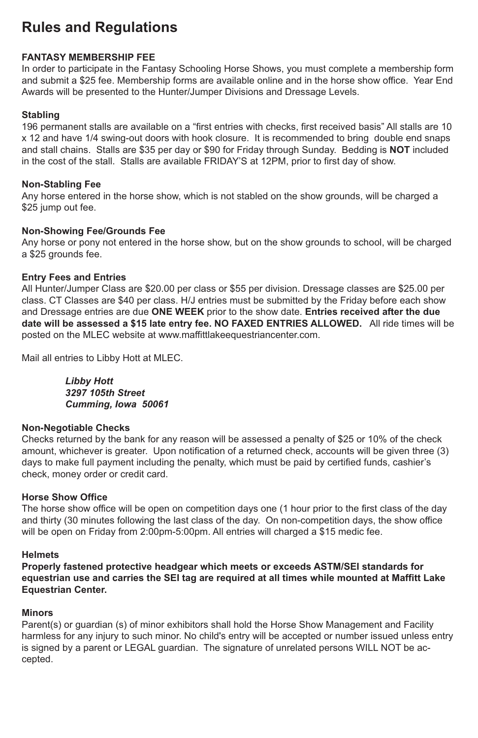# Rules and Regulations

**FANTASY MEMBERSHIP FEE**
In order to participate in the Fantasy Schooling Horse Shows, you must complete a membership form and submit a $25 fee. Membership forms are available online and in the horse show office. Year End Awards will be presented to the Hunter/Jumper Divisions and Dressage Levels.

**Stabling**
196 permanent stalls are available on a "first entries with checks, first received basis" All stalls are 10 x 12 and have 1/4 swing-out doors with hook closure. It is recommended to bring double end snaps and stall chains. Stalls are $35 per day or $90 for Friday through Sunday. Bedding is **NOT** included in the cost of the stall. Stalls are available FRIDAY'S at 12PM, prior to first day of show.

**Non-Stabling Fee**
Any horse entered in the horse show, which is not stabled on the show grounds, will be charged a $25 jump out fee.

**Non-Showing Fee/Grounds Fee**
Any horse or pony not entered in the horse show, but on the show grounds to school, will be charged a $25 grounds fee.

**Entry Fees and Entries**
All Hunter/Jumper Class are $20.00 per class or $55 per division. Dressage classes are $25.00 per class. CT Classes are $40 per class. H/J entries must be submitted by the Friday before each show and Dressage entries are due **ONE WEEK** prior to the show date. **Entries received after the due date will be assessed a $15 late entry fee. NO FAXED ENTRIES ALLOWED.** All ride times will be posted on the MLEC website at www.maffittlakeequestriancenter.com.

Mail all entries to Libby Hott at MLEC.

***Libby Hott***
***3297 105th Street***
***Cumming, Iowa 50061***

**Non-Negotiable Checks**
Checks returned by the bank for any reason will be assessed a penalty of $25 or 10% of the check amount, whichever is greater. Upon notification of a returned check, accounts will be given three (3) days to make full payment including the penalty, which must be paid by certified funds, cashier's check, money order or credit card.

**Horse Show Office**
The horse show office will be open on competition days one (1 hour prior to the first class of the day and thirty (30 minutes following the last class of the day. On non-competition days, the show office will be open on Friday from 2:00pm-5:00pm. All entries will charged a $15 medic fee.

**Helmets**
**Properly fastened protective headgear which meets or exceeds ASTM/SEI standards for equestrian use and carries the SEI tag are required at all times while mounted at Maffitt Lake Equestrian Center.**

**Minors**
Parent(s) or guardian (s) of minor exhibitors shall hold the Horse Show Management and Facility harmless for any injury to such minor. No child's entry will be accepted or number issued unless entry is signed by a parent or LEGAL guardian. The signature of unrelated persons WILL NOT be accepted.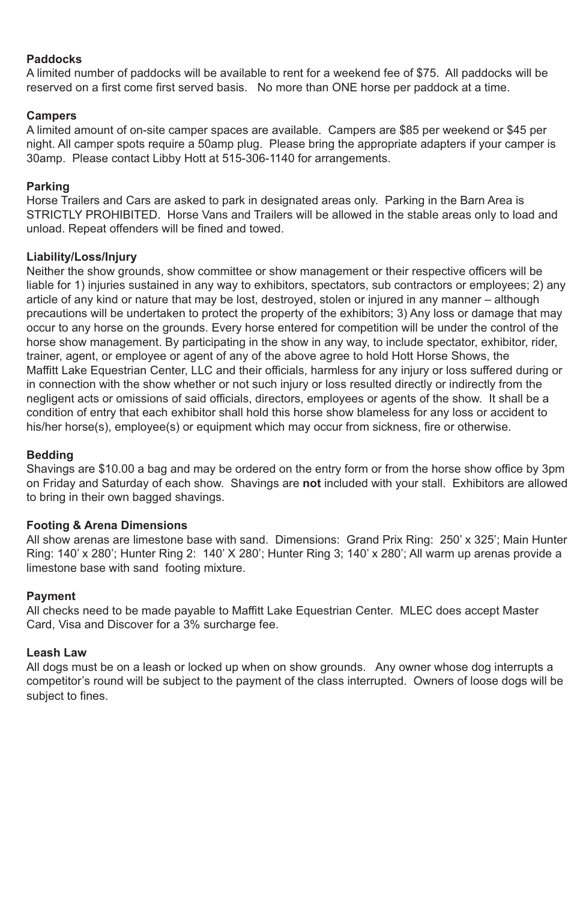**Paddocks**
A limited number of paddocks will be available to rent for a weekend fee of $75. All paddocks will be reserved on a first come first served basis. No more than ONE horse per paddock at a time.

**Campers**
A limited amount of on-site camper spaces are available. Campers are $85 per weekend or $45 per night. All camper spots require a 50amp plug. Please bring the appropriate adapters if your camper is 30amp. Please contact Libby Hott at 515-306-1140 for arrangements.

**Parking**
Horse Trailers and Cars are asked to park in designated areas only. Parking in the Barn Area is STRICTLY PROHIBITED. Horse Vans and Trailers will be allowed in the stable areas only to load and unload. Repeat offenders will be fined and towed.

**Liability/Loss/Injury**
Neither the show grounds, show committee or show management or their respective officers will be liable for 1) injuries sustained in any way to exhibitors, spectators, sub contractors or employees; 2) any article of any kind or nature that may be lost, destroyed, stolen or injured in any manner – although precautions will be undertaken to protect the property of the exhibitors; 3) Any loss or damage that may occur to any horse on the grounds. Every horse entered for competition will be under the control of the horse show management. By participating in the show in any way, to include spectator, exhibitor, rider, trainer, agent, or employee or agent of any of the above agree to hold Hott Horse Shows, the Maffitt Lake Equestrian Center, LLC and their officials, harmless for any injury or loss suffered during or in connection with the show whether or not such injury or loss resulted directly or indirectly from the negligent acts or omissions of said officials, directors, employees or agents of the show. It shall be a condition of entry that each exhibitor shall hold this horse show blameless for any loss or accident to his/her horse(s), employee(s) or equipment which may occur from sickness, fire or otherwise.

**Bedding**
Shavings are $10.00 a bag and may be ordered on the entry form or from the horse show office by 3pm on Friday and Saturday of each show. Shavings are **not** included with your stall. Exhibitors are allowed to bring in their own bagged shavings.

**Footing & Arena Dimensions**
All show arenas are limestone base with sand. Dimensions: Grand Prix Ring: 250' x 325'; Main Hunter Ring: 140' x 280'; Hunter Ring 2: 140' X 280'; Hunter Ring 3; 140' x 280'; All warm up arenas provide a limestone base with sand footing mixture.

**Payment**
All checks need to be made payable to Maffitt Lake Equestrian Center. MLEC does accept Master Card, Visa and Discover for a 3% surcharge fee.

**Leash Law**
All dogs must be on a leash or locked up when on show grounds. Any owner whose dog interrupts a competitor's round will be subject to the payment of the class interrupted. Owners of loose dogs will be subject to fines.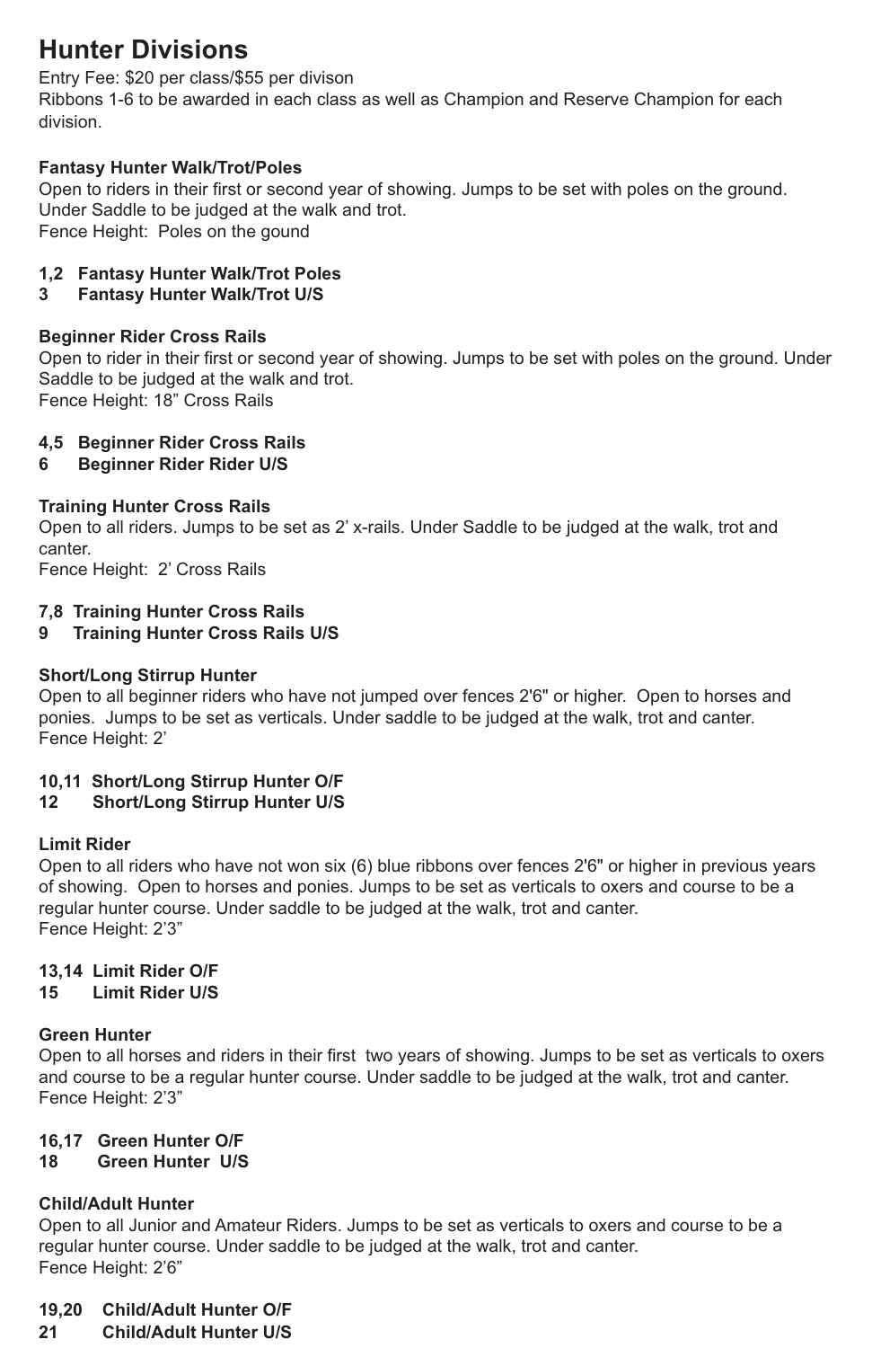# Hunter Divisions

Entry Fee: $20 per class/$55 per divison
Ribbons 1-6 to be awarded in each class as well as Champion and Reserve Champion for each division.

**Fantasy Hunter Walk/Trot/Poles**
Open to riders in their first or second year of showing. Jumps to be set with poles on the ground. Under Saddle to be judged at the walk and trot.
Fence Height: Poles on the gound

**1,2 Fantasy Hunter Walk/Trot Poles**
**3 Fantasy Hunter Walk/Trot U/S**

**Beginner Rider Cross Rails**
Open to rider in their first or second year of showing. Jumps to be set with poles on the ground. Under Saddle to be judged at the walk and trot.
Fence Height: 18" Cross Rails

**4,5 Beginner Rider Cross Rails**
**6 Beginner Rider Rider U/S**

**Training Hunter Cross Rails**
Open to all riders. Jumps to be set as 2' x-rails. Under Saddle to be judged at the walk, trot and canter.
Fence Height: 2' Cross Rails

**7,8 Training Hunter Cross Rails**
**9 Training Hunter Cross Rails U/S**

**Short/Long Stirrup Hunter**
Open to all beginner riders who have not jumped over fences 2'6" or higher. Open to horses and ponies. Jumps to be set as verticals. Under saddle to be judged at the walk, trot and canter.
Fence Height: 2'

**10,11 Short/Long Stirrup Hunter O/F**
**12 Short/Long Stirrup Hunter U/S**

**Limit Rider**
Open to all riders who have not won six (6) blue ribbons over fences 2'6" or higher in previous years of showing. Open to horses and ponies. Jumps to be set as verticals to oxers and course to be a regular hunter course. Under saddle to be judged at the walk, trot and canter.
Fence Height: 2'3"

**13,14 Limit Rider O/F**
**15 Limit Rider U/S**

**Green Hunter**
Open to all horses and riders in their first two years of showing. Jumps to be set as verticals to oxers and course to be a regular hunter course. Under saddle to be judged at the walk, trot and canter.
Fence Height: 2'3"

**16,17 Green Hunter O/F**
**18 Green Hunter U/S**

**Child/Adult Hunter**
Open to all Junior and Amateur Riders. Jumps to be set as verticals to oxers and course to be a regular hunter course. Under saddle to be judged at the walk, trot and canter.
Fence Height: 2'6"

**19,20 Child/Adult Hunter O/F**
**21 Child/Adult Hunter U/S**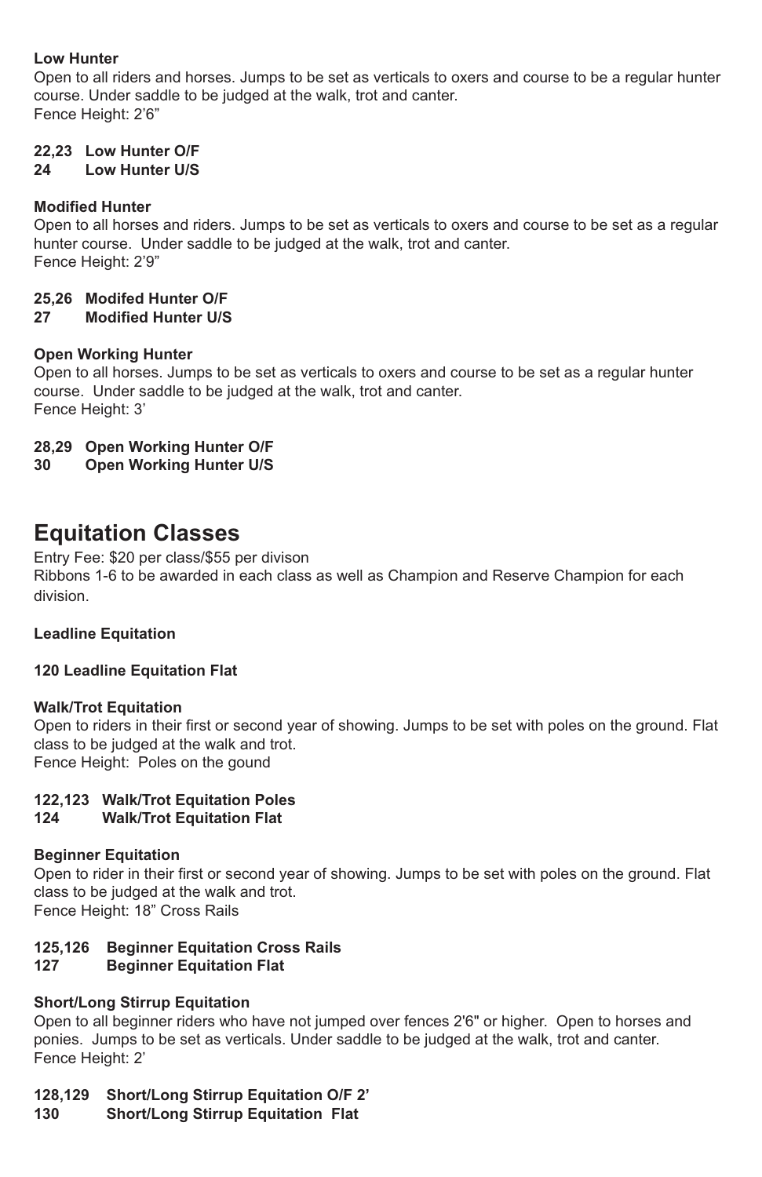**Low Hunter**
Open to all riders and horses. Jumps to be set as verticals to oxers and course to be a regular hunter course. Under saddle to be judged at the walk, trot and canter.
Fence Height: 2'6"

**22,23 Low Hunter O/F**
**24 Low Hunter U/S**

**Modified Hunter**
Open to all horses and riders. Jumps to be set as verticals to oxers and course to be set as a regular hunter course. Under saddle to be judged at the walk, trot and canter.
Fence Height: 2'9"

**25,26 Modifed Hunter O/F**
**27 Modified Hunter U/S**

**Open Working Hunter**
Open to all horses. Jumps to be set as verticals to oxers and course to be set as a regular hunter course. Under saddle to be judged at the walk, trot and canter.
Fence Height: 3'

**28,29 Open Working Hunter O/F**
**30 Open Working Hunter U/S**

# Equitation Classes

Entry Fee: $20 per class/$55 per divison
Ribbons 1-6 to be awarded in each class as well as Champion and Reserve Champion for each division.

**Leadline Equitation**

**120 Leadline Equitation Flat**

**Walk/Trot Equitation**
Open to riders in their first or second year of showing. Jumps to be set with poles on the ground. Flat class to be judged at the walk and trot.
Fence Height: Poles on the gound

**122,123 Walk/Trot Equitation Poles**
**124 Walk/Trot Equitation Flat**

**Beginner Equitation**
Open to rider in their first or second year of showing. Jumps to be set with poles on the ground. Flat class to be judged at the walk and trot.
Fence Height: 18" Cross Rails

**125,126 Beginner Equitation Cross Rails**
**127 Beginner Equitation Flat**

**Short/Long Stirrup Equitation**
Open to all beginner riders who have not jumped over fences 2'6" or higher. Open to horses and ponies. Jumps to be set as verticals. Under saddle to be judged at the walk, trot and canter.
Fence Height: 2'

**128,129 Short/Long Stirrup Equitation O/F 2'**
**130 Short/Long Stirrup Equitation Flat**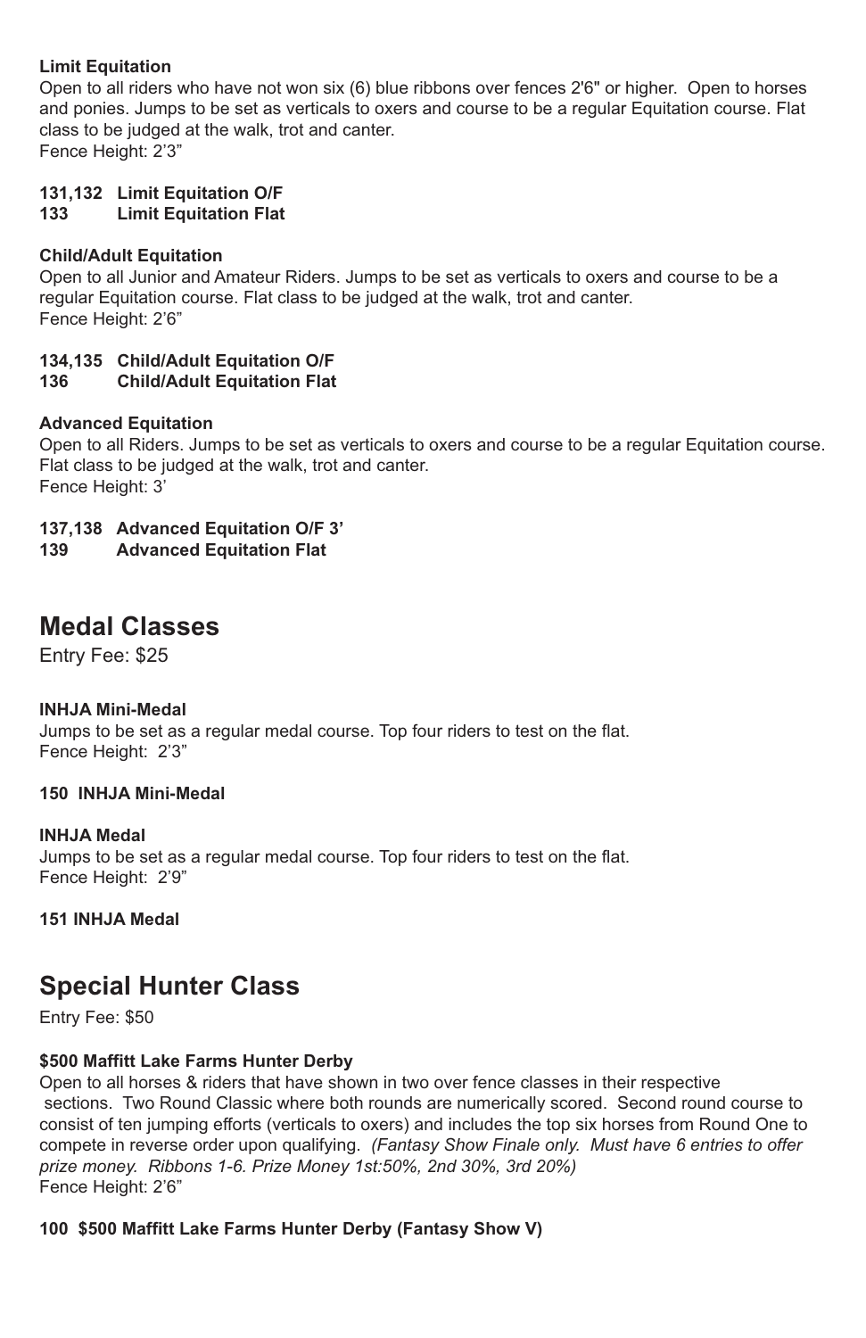**Limit Equitation**

Open to all riders who have not won six (6) blue ribbons over fences 2'6" or higher. Open to horses and ponies. Jumps to be set as verticals to oxers and course to be a regular Equitation course. Flat class to be judged at the walk, trot and canter.
Fence Height: 2’3”

**131,132 Limit Equitation O/F**
**133 Limit Equitation Flat**

**Child/Adult Equitation**

Open to all Junior and Amateur Riders. Jumps to be set as verticals to oxers and course to be a regular Equitation course. Flat class to be judged at the walk, trot and canter.
Fence Height: 2’6”

**134,135 Child/Adult Equitation O/F**
**136 Child/Adult Equitation Flat**

**Advanced Equitation**

Open to all Riders. Jumps to be set as verticals to oxers and course to be a regular Equitation course. Flat class to be judged at the walk, trot and canter.
Fence Height: 3’

**137,138 Advanced Equitation O/F 3’**
**139 Advanced Equitation Flat**

## Medal Classes

Entry Fee: $25

**INHJA Mini-Medal**

Jumps to be set as a regular medal course. Top four riders to test on the flat.
Fence Height: 2’3”

**150 INHJA Mini-Medal**

**INHJA Medal**

Jumps to be set as a regular medal course. Top four riders to test on the flat.
Fence Height: 2’9”

**151 INHJA Medal**

## Special Hunter Class

Entry Fee: $50

**$500 Maffitt Lake Farms Hunter Derby**

Open to all horses & riders that have shown in two over fence classes in their respective sections. Two Round Classic where both rounds are numerically scored. Second round course to consist of ten jumping efforts (verticals to oxers) and includes the top six horses from Round One to compete in reverse order upon qualifying. *(Fantasy Show Finale only. Must have 6 entries to offer prize money. Ribbons 1-6. Prize Money 1st:50%, 2nd 30%, 3rd 20%)*
Fence Height: 2’6”

**100 $500 Maffitt Lake Farms Hunter Derby (Fantasy Show V)**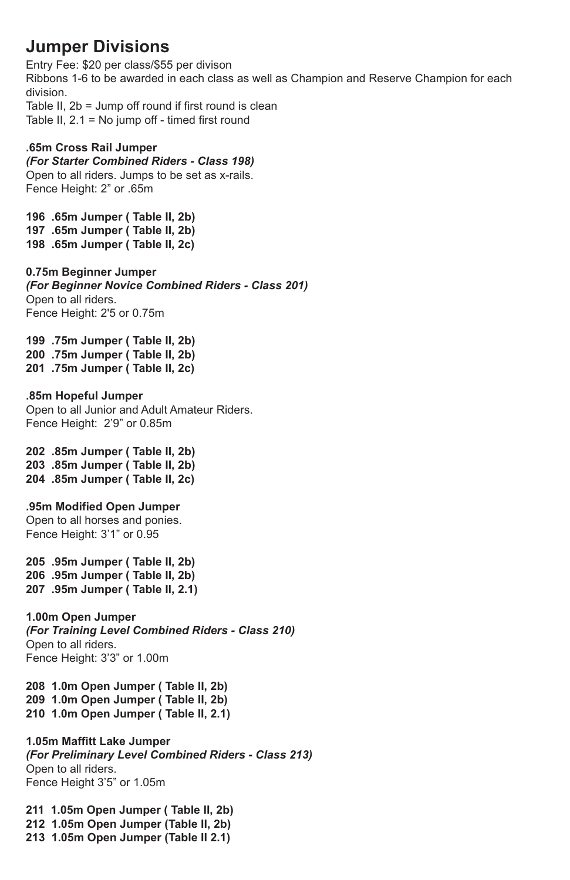## Jumper Divisions

Entry Fee: $20 per class/$55 per divison
Ribbons 1-6 to be awarded in each class as well as Champion and Reserve Champion for each division.
Table II, 2b = Jump off round if first round is clean
Table II, 2.1 = No jump off - timed first round

**.65m Cross Rail Jumper**
***(For Starter Combined Riders - Class 198)***
Open to all riders. Jumps to be set as x-rails.
Fence Height: 2" or .65m

**196 .65m Jumper ( Table II, 2b)**
**197 .65m Jumper ( Table II, 2b)**
**198 .65m Jumper ( Table II, 2c)**

**0.75m Beginner Jumper**
***(For Beginner Novice Combined Riders - Class 201)***
Open to all riders.
Fence Height: 2'5 or 0.75m

**199 .75m Jumper ( Table II, 2b)**
**200 .75m Jumper ( Table II, 2b)**
**201 .75m Jumper ( Table II, 2c)**

**.85m Hopeful Jumper**
Open to all Junior and Adult Amateur Riders.
Fence Height: 2'9" or 0.85m

**202 .85m Jumper ( Table II, 2b)**
**203 .85m Jumper ( Table II, 2b)**
**204 .85m Jumper ( Table II, 2c)**

**.95m Modified Open Jumper**
Open to all horses and ponies.
Fence Height: 3'1" or 0.95

**205 .95m Jumper ( Table II, 2b)**
**206 .95m Jumper ( Table II, 2b)**
**207 .95m Jumper ( Table II, 2.1)**

**1.00m Open Jumper**
***(For Training Level Combined Riders - Class 210)***
Open to all riders.
Fence Height: 3'3" or 1.00m

**208 1.0m Open Jumper ( Table II, 2b)**
**209 1.0m Open Jumper ( Table II, 2b)**
**210 1.0m Open Jumper ( Table II, 2.1)**

**1.05m Maffitt Lake Jumper**
***(For Preliminary Level Combined Riders - Class 213)***
Open to all riders.
Fence Height 3'5" or 1.05m

**211 1.05m Open Jumper ( Table II, 2b)**
**212 1.05m Open Jumper (Table II, 2b)**
**213 1.05m Open Jumper (Table II 2.1)**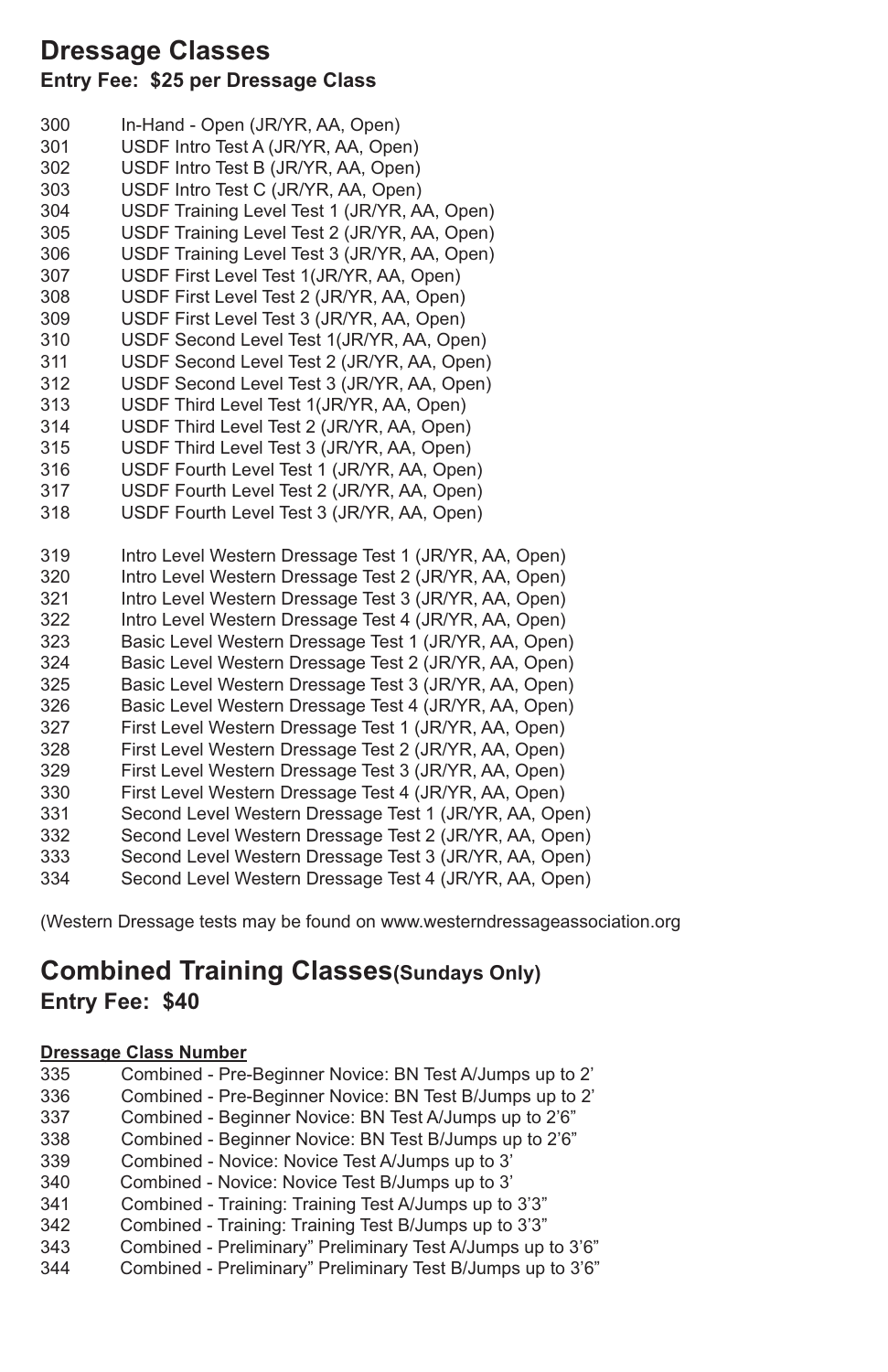## Dressage Classes

### Entry Fee: $25 per Dressage Class

300 In-Hand - Open (JR/YR, AA, Open)
301 USDF Intro Test A (JR/YR, AA, Open)
302 USDF Intro Test B (JR/YR, AA, Open)
303 USDF Intro Test C (JR/YR, AA, Open)
304 USDF Training Level Test 1 (JR/YR, AA, Open)
305 USDF Training Level Test 2 (JR/YR, AA, Open)
306 USDF Training Level Test 3 (JR/YR, AA, Open)
307 USDF First Level Test 1(JR/YR, AA, Open)
308 USDF First Level Test 2 (JR/YR, AA, Open)
309 USDF First Level Test 3 (JR/YR, AA, Open)
310 USDF Second Level Test 1(JR/YR, AA, Open)
311 USDF Second Level Test 2 (JR/YR, AA, Open)
312 USDF Second Level Test 3 (JR/YR, AA, Open)
313 USDF Third Level Test 1(JR/YR, AA, Open)
314 USDF Third Level Test 2 (JR/YR, AA, Open)
315 USDF Third Level Test 3 (JR/YR, AA, Open)
316 USDF Fourth Level Test 1 (JR/YR, AA, Open)
317 USDF Fourth Level Test 2 (JR/YR, AA, Open)
318 USDF Fourth Level Test 3 (JR/YR, AA, Open)

319 Intro Level Western Dressage Test 1 (JR/YR, AA, Open)
320 Intro Level Western Dressage Test 2 (JR/YR, AA, Open)
321 Intro Level Western Dressage Test 3 (JR/YR, AA, Open)
322 Intro Level Western Dressage Test 4 (JR/YR, AA, Open)
323 Basic Level Western Dressage Test 1 (JR/YR, AA, Open)
324 Basic Level Western Dressage Test 2 (JR/YR, AA, Open)
325 Basic Level Western Dressage Test 3 (JR/YR, AA, Open)
326 Basic Level Western Dressage Test 4 (JR/YR, AA, Open)
327 First Level Western Dressage Test 1 (JR/YR, AA, Open)
328 First Level Western Dressage Test 2 (JR/YR, AA, Open)
329 First Level Western Dressage Test 3 (JR/YR, AA, Open)
330 First Level Western Dressage Test 4 (JR/YR, AA, Open)
331 Second Level Western Dressage Test 1 (JR/YR, AA, Open)
332 Second Level Western Dressage Test 2 (JR/YR, AA, Open)
333 Second Level Western Dressage Test 3 (JR/YR, AA, Open)
334 Second Level Western Dressage Test 4 (JR/YR, AA, Open)

(Western Dressage tests may be found on www.westerndressageassociation.org

## Combined Training Classes (Sundays Only)

### Entry Fee: $40

**Dressage Class Number**

335 Combined - Pre-Beginner Novice: BN Test A/Jumps up to 2'
336 Combined - Pre-Beginner Novice: BN Test B/Jumps up to 2'
337 Combined - Beginner Novice: BN Test A/Jumps up to 2'6"
338 Combined - Beginner Novice: BN Test B/Jumps up to 2'6"
339 Combined - Novice: Novice Test A/Jumps up to 3'
340 Combined - Novice: Novice Test B/Jumps up to 3'
341 Combined - Training: Training Test A/Jumps up to 3'3"
342 Combined - Training: Training Test B/Jumps up to 3'3"
343 Combined - Preliminary" Preliminary Test A/Jumps up to 3'6"
344 Combined - Preliminary" Preliminary Test B/Jumps up to 3'6"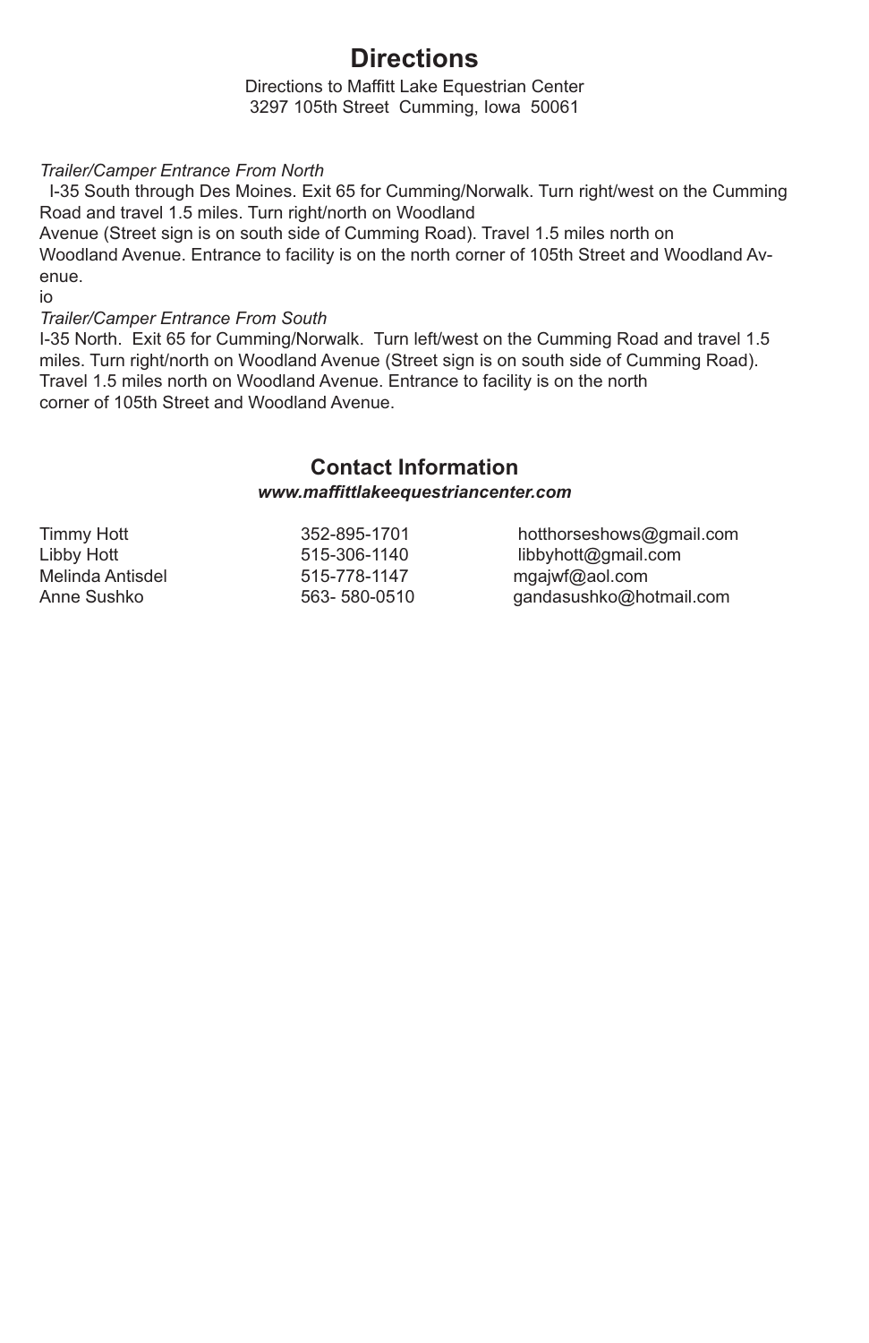# Directions

Directions to Maffitt Lake Equestrian Center
3297 105th Street Cumming, Iowa 50061

*Trailer/Camper Entrance From North*

I-35 South through Des Moines. Exit 65 for Cumming/Norwalk. Turn right/west on the Cumming Road and travel 1.5 miles. Turn right/north on Woodland Avenue (Street sign is on south side of Cumming Road). Travel 1.5 miles north on Woodland Avenue. Entrance to facility is on the north corner of 105th Street and Woodland Avenue.

io

*Trailer/Camper Entrance From South*

I-35 North. Exit 65 for Cumming/Norwalk. Turn left/west on the Cumming Road and travel 1.5 miles. Turn right/north on Woodland Avenue (Street sign is on south side of Cumming Road). Travel 1.5 miles north on Woodland Avenue. Entrance to facility is on the north corner of 105th Street and Woodland Avenue.

## Contact Information

***www.maffittlakeequestriancenter.com***

| | | |
|---|---|---|
| Timmy Hott | 352-895-1701 | hotthorseshows@gmail.com |
| Libby Hott | 515-306-1140 | libbyhott@gmail.com |
| Melinda Antisdel | 515-778-1147 | mgajwf@aol.com |
| Anne Sushko | 563- 580-0510 | gandasushko@hotmail.com |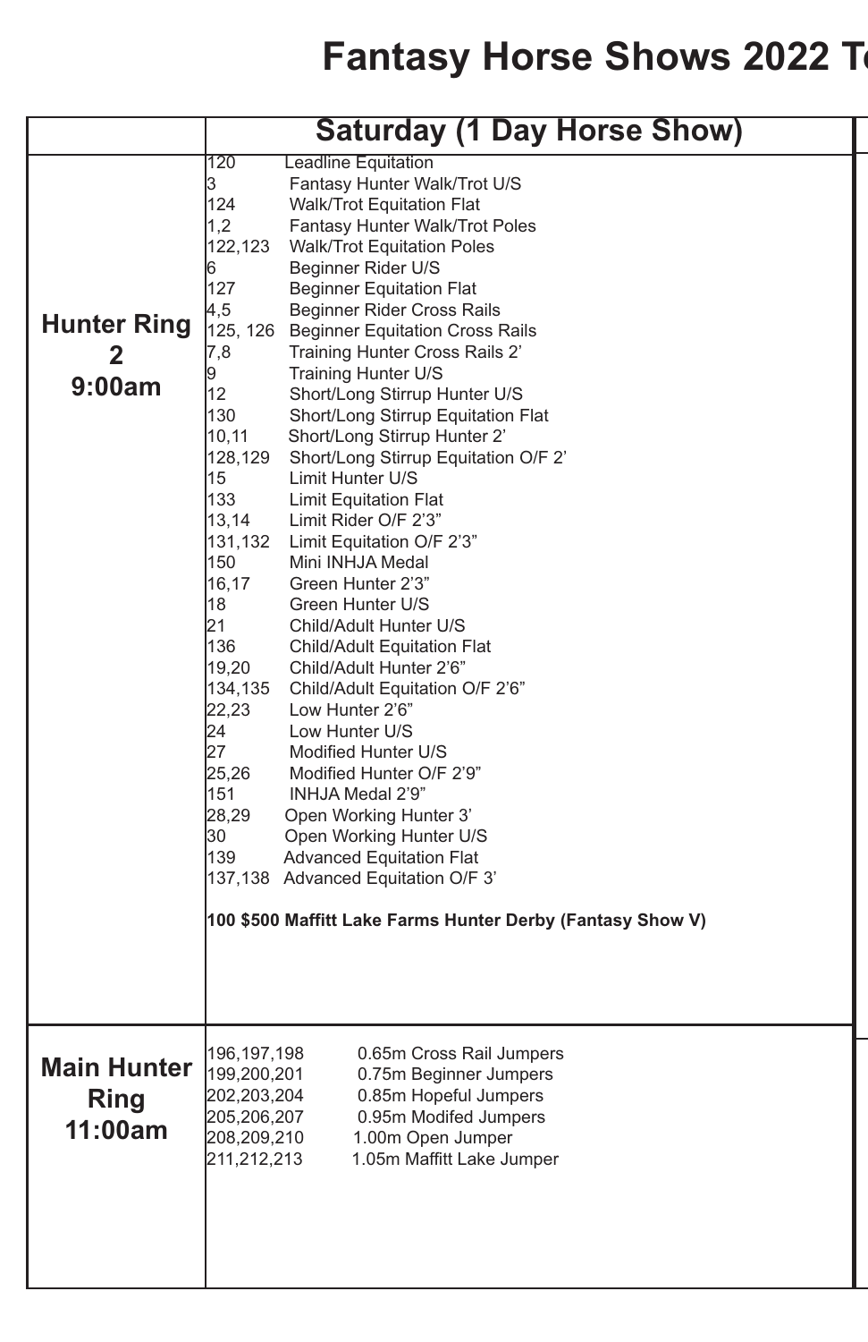# Fantasy Horse Shows 2022 T

| | Saturday (1 Day Horse Show) |
|---|---|
| **Hunter Ring 2 9:00am** | 120 Leadline Equitation<br>3 Fantasy Hunter Walk/Trot U/S<br>124 Walk/Trot Equitation Flat<br>1,2 Fantasy Hunter Walk/Trot Poles<br>122,123 Walk/Trot Equitation Poles<br>6 Beginner Rider U/S<br>127 Beginner Equitation Flat<br>4,5 Beginner Rider Cross Rails<br>125, 126 Beginner Equitation Cross Rails<br>7,8 Training Hunter Cross Rails 2'<br>9 Training Hunter U/S<br>12 Short/Long Stirrup Hunter U/S<br>130 Short/Long Stirrup Equitation Flat<br>10,11 Short/Long Stirrup Hunter 2'<br>128,129 Short/Long Stirrup Equitation O/F 2'<br>15 Limit Hunter U/S<br>133 Limit Equitation Flat<br>13,14 Limit Rider O/F 2'3"<br>131,132 Limit Equitation O/F 2'3"<br>150 Mini INHJA Medal<br>16,17 Green Hunter 2'3"<br>18 Green Hunter U/S<br>21 Child/Adult Hunter U/S<br>136 Child/Adult Equitation Flat<br>19,20 Child/Adult Hunter 2'6"<br>134,135 Child/Adult Equitation O/F 2'6"<br>22,23 Low Hunter 2'6"<br>24 Low Hunter U/S<br>27 Modified Hunter U/S<br>25,26 Modified Hunter O/F 2'9"<br>151 INHJA Medal 2'9"<br>28,29 Open Working Hunter 3'<br>30 Open Working Hunter U/S<br>139 Advanced Equitation Flat<br>137,138 Advanced Equitation O/F 3'<br><br>**100 $500 Maffitt Lake Farms Hunter Derby (Fantasy Show V)** |
| **Main Hunter Ring 11:00am** | 196,197,198 0.65m Cross Rail Jumpers<br>199,200,201 0.75m Beginner Jumpers<br>202,203,204 0.85m Hopeful Jumpers<br>205,206,207 0.95m Modifed Jumpers<br>208,209,210 1.00m Open Jumper<br>211,212,213 1.05m Maffitt Lake Jumper |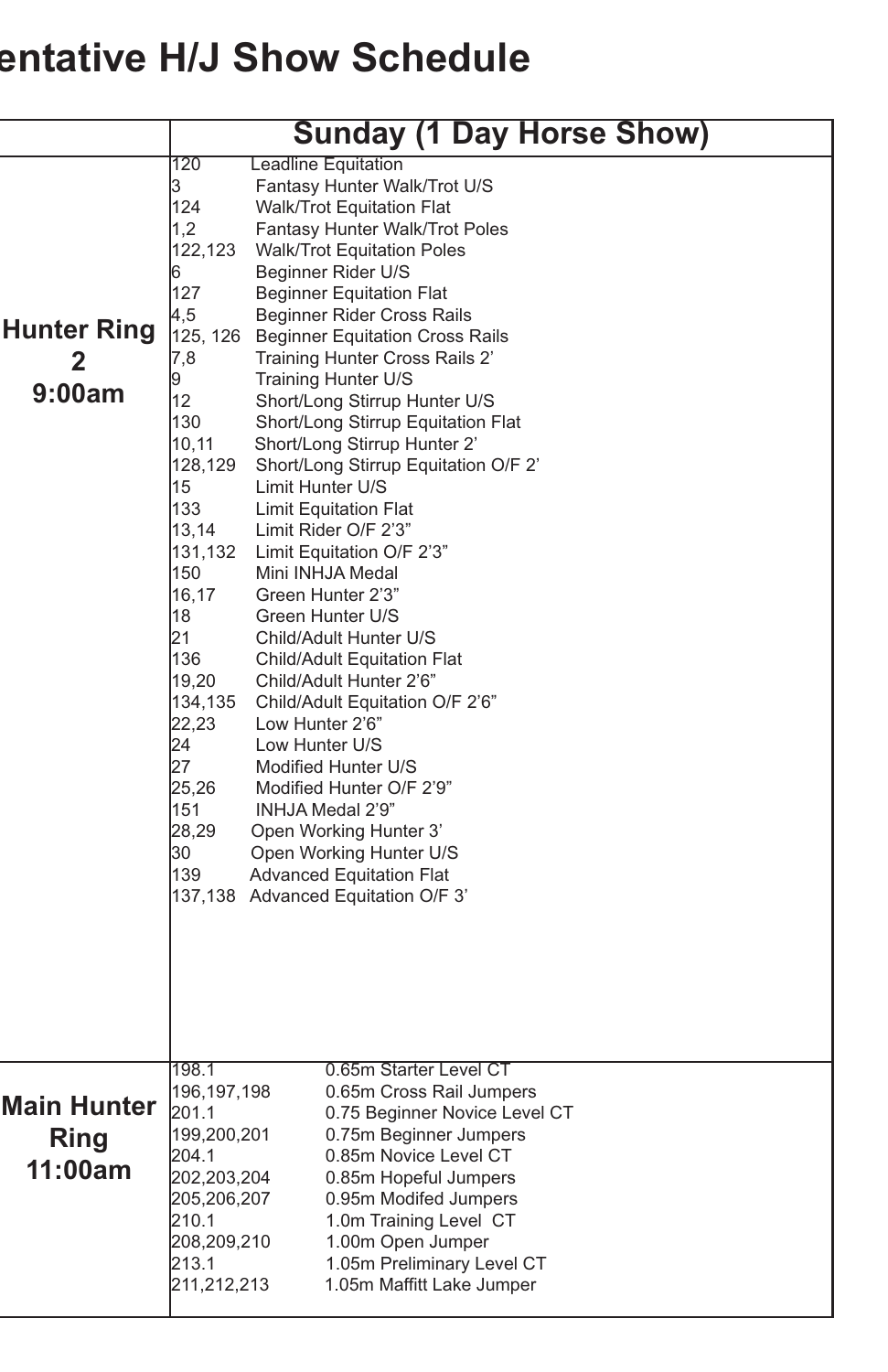# entative H/J Show Schedule

| | Sunday (1 Day Horse Show) |
|---|---|
| **Hunter Ring 2 9:00am** | 120 Leadline Equitation<br>3 Fantasy Hunter Walk/Trot U/S<br>124 Walk/Trot Equitation Flat<br>1,2 Fantasy Hunter Walk/Trot Poles<br>122,123 Walk/Trot Equitation Poles<br>6 Beginner Rider U/S<br>127 Beginner Equitation Flat<br>4,5 Beginner Rider Cross Rails<br>125, 126 Beginner Equitation Cross Rails<br>7,8 Training Hunter Cross Rails 2'<br>9 Training Hunter U/S<br>12 Short/Long Stirrup Hunter U/S<br>130 Short/Long Stirrup Equitation Flat<br>10,11 Short/Long Stirrup Hunter 2'<br>128,129 Short/Long Stirrup Equitation O/F 2'<br>15 Limit Hunter U/S<br>133 Limit Equitation Flat<br>13,14 Limit Rider O/F 2'3"<br>131,132 Limit Equitation O/F 2'3"<br>150 Mini INHJA Medal<br>16,17 Green Hunter 2'3"<br>18 Green Hunter U/S<br>21 Child/Adult Hunter U/S<br>136 Child/Adult Equitation Flat<br>19,20 Child/Adult Hunter 2'6"<br>134,135 Child/Adult Equitation O/F 2'6"<br>22,23 Low Hunter 2'6"<br>24 Low Hunter U/S<br>27 Modified Hunter U/S<br>25,26 Modified Hunter O/F 2'9"<br>151 INHJA Medal 2'9"<br>28,29 Open Working Hunter 3'<br>30 Open Working Hunter U/S<br>139 Advanced Equitation Flat<br>137,138 Advanced Equitation O/F 3' |
| **Main Hunter Ring 11:00am** | 198.1 0.65m Starter Level CT<br>196,197,198 0.65m Cross Rail Jumpers<br>201.1 0.75 Beginner Novice Level CT<br>199,200,201 0.75m Beginner Jumpers<br>204.1 0.85m Novice Level CT<br>202,203,204 0.85m Hopeful Jumpers<br>205,206,207 0.95m Modifed Jumpers<br>210.1 1.0m Training Level CT<br>208,209,210 1.00m Open Jumper<br>213.1 1.05m Preliminary Level CT<br>211,212,213 1.05m Maffitt Lake Jumper |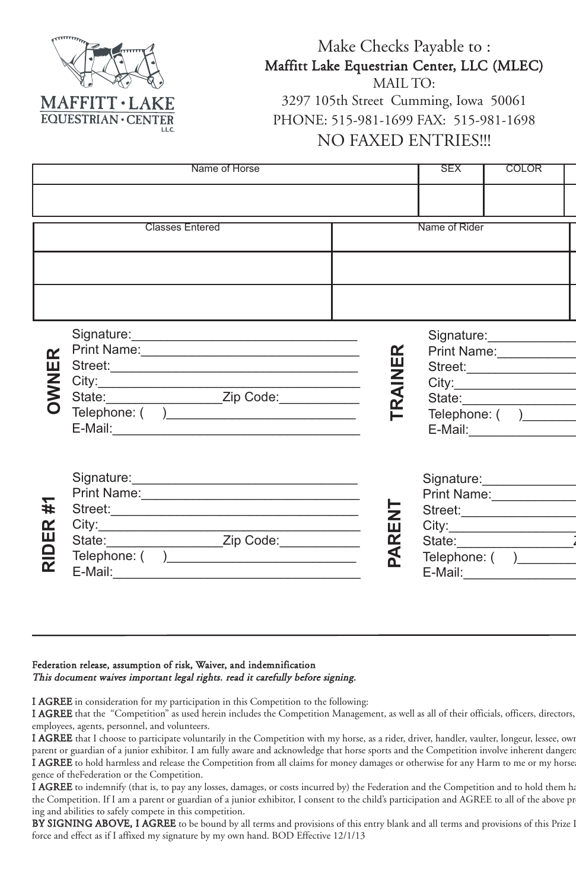MAFFITT · LAKE
EQUESTRIAN · CENTER
L.L.C.

Make Checks Payable to :
Maffitt Lake Equestrian Center, LLC (MLEC)
MAIL TO:
3297 105th Street Cumming, Iowa 50061
PHONE: 515-981-1699 FAX: 515-981-1698
NO FAXED ENTRIES!!!

| Name of Horse | SEX | COLOR |
|---|---|---|
| | | |

| Classes Entered | Name of Rider |
|---|---|
| | |
| | |

**OWNER**

Signature:______________________________
Print Name:______________________________
Street:______________________________
City:______________________________
State:________________Zip Code:___________
Telephone: ( )___________________________
E-Mail:______________________________

**TRAINER**

Signature:____________
Print Name:___________
Street:_______________
City:________________
State:_______________
Telephone: ( )_______
E-Mail:______________

**RIDER #1**

Signature:______________________________
Print Name:______________________________
Street:______________________________
City:______________________________
State:________________Zip Code:___________
Telephone: ( )___________________________
E-Mail:______________________________

**PARENT**

Signature:____________
Print Name:___________
Street:_______________
City:________________
State:________________Z
Telephone: ( )________
E-Mail:______________

---

Federation release, assumption of risk, Waiver, and indemnification

*This document waives important legal rights. read it carefully before signing.*

**I AGREE** in consideration for my participation in this Competition to the following:

**I AGREE** that the "Competition" as used herein includes the Competition Management, as well as all of their officials, officers, directors, employees, agents, personnel, and volunteers.

**I AGREE** that I choose to participate voluntarily in the Competition with my horse, as a rider, driver, handler, vaulter, longeur, lessee, own parent or guardian of a junior exhibitor. I am fully aware and acknowledge that horse sports and the Competition involve inherent dangero

**I AGREE** to hold harmless and release the Competition from all claims for money damages or otherwise for any Harm to me or my horse gence of theFederation or the Competition.

**I AGREE** to indemnify (that is, to pay any losses, damages, or costs incurred by) the Federation and the Competition and to hold them ha the Competition. If I am a parent or guardian of a junior exhibitor, I consent to the child's participation and AGREE to all of the above pro ing and abilities to safely compete in this competition.

**BY SIGNING ABOVE, I AGREE** to be bound by all terms and provisions of this entry blank and all terms and provisions of this Prize L force and effect as if I affixed my signature by my own hand. BOD Effective 12/1/13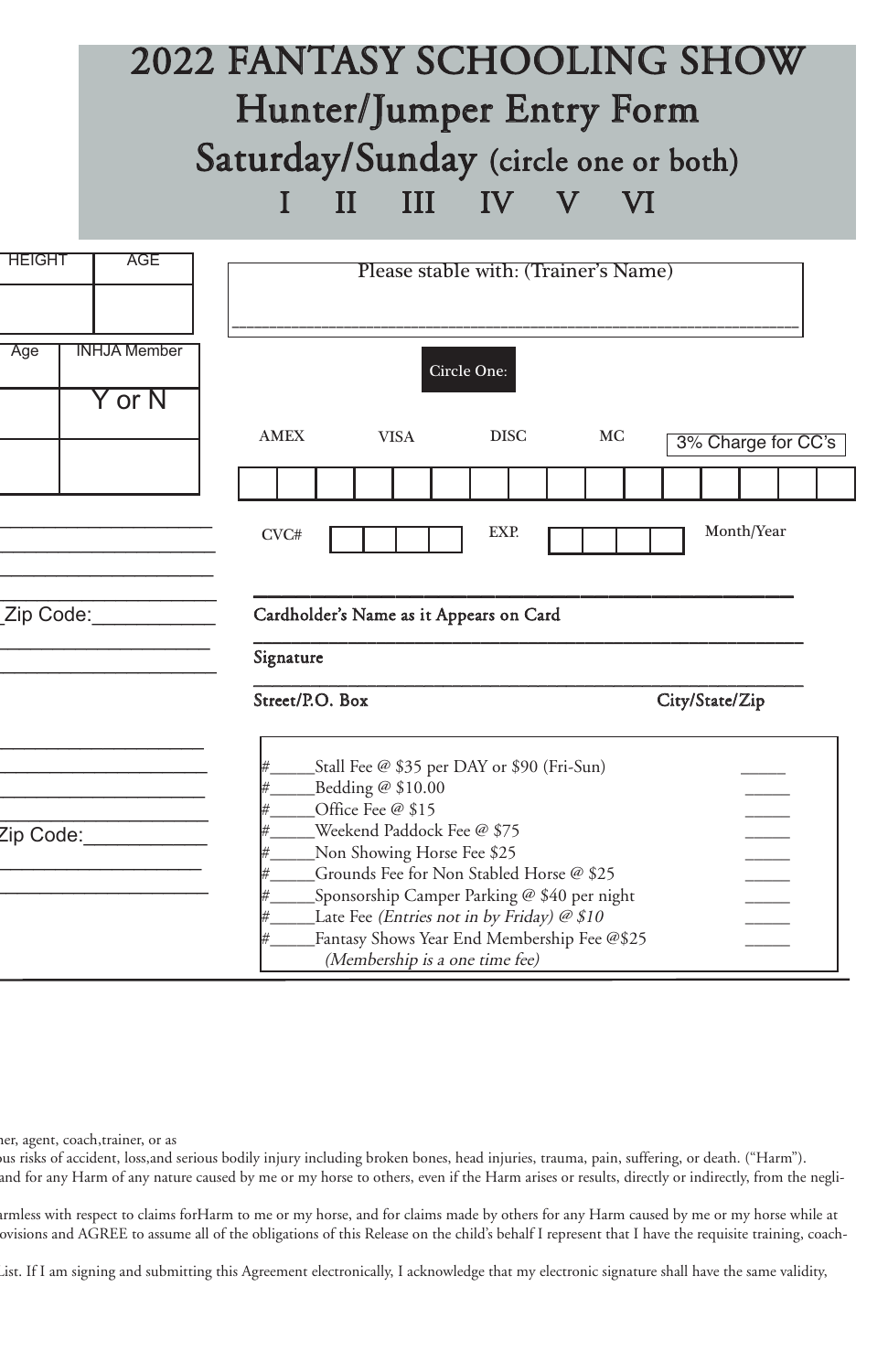# 2022 FANTASY SCHOOLING SHOW

## Hunter/Jumper Entry Form

## Saturday/Sunday (circle one or both)

## I II III IV V VI

| HEIGHT | AGE |
| --- | --- |
| | |

| Age | INHJA Member |
| --- | --- |
| | Y or N |
| | |

Please stable with: (Trainer's Name)

______________________________________________________________

**Circle One:**

AMEX VISA DISC MC 3% Charge for CC's

CVC# EXP. Month/Year

_Zip Code:___________

Cardholder's Name as it Appears on Card

Signature

Street/P.O. Box City/State/Zip

Zip Code:___________

#_____Stall Fee @ $35 per DAY or $90 (Fri-Sun) _____
#_____Bedding @ $10.00 _____
#_____Office Fee @ $15 _____
#_____Weekend Paddock Fee @ $75 _____
#_____Non Showing Horse Fee $25 _____
#_____Grounds Fee for Non Stabled Horse @ $25 _____
#_____Sponsorship Camper Parking @ $40 per night _____
#_____Late Fee *(Entries not in by Friday) @ $10* _____
#_____Fantasy Shows Year End Membership Fee @$25 _____
*(Membership is a one time fee)*

ner, agent, coach,trainer, or as

ous risks of accident, loss,and serious bodily injury including broken bones, head injuries, trauma, pain, suffering, or death. ("Harm").

and for any Harm of any nature caused by me or my horse to others, even if the Harm arises or results, directly or indirectly, from the negli-

armless with respect to claims forHarm to me or my horse, and for claims made by others for any Harm caused by me or my horse while at

ovisions and AGREE to assume all of the obligations of this Release on the child's behalf I represent that I have the requisite training, coach-

List. If I am signing and submitting this Agreement electronically, I acknowledge that my electronic signature shall have the same validity,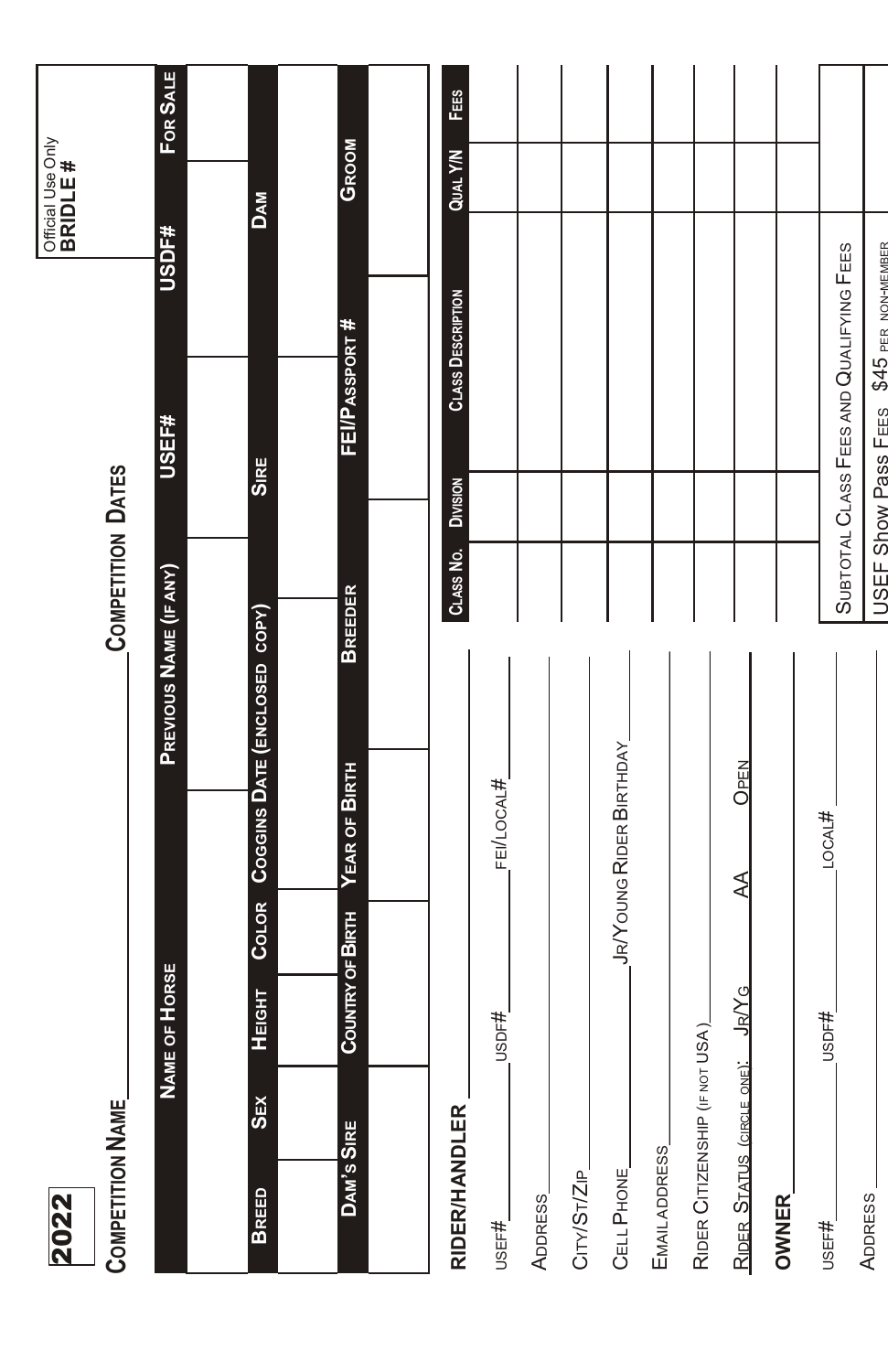**2022**

Official Use Only
**BRIDLE #**

**COMPETITION NAME** ____________________ **COMPETITION DATES** ____________________

| NAME OF HORSE | | | PREVIOUS NAME (IF ANY) | USEF# | USDF# | FOR SALE |
|---|---|---|---|---|---|---|
| | | | | | | |

| BREED | SEX | HEIGHT | COLOR | COGGINS DATE (ENCLOSED COPY) | SIRE | DAM |
|---|---|---|---|---|---|---|
| | | | | | | |

| DAM'S SIRE | COUNTRY OF BIRTH | YEAR OF BIRTH | BREEDER | FEI/PASSPORT # | GROOM |
|---|---|---|---|---|---|
| | | | | | |

**RIDER/HANDLER** ____________________

USEF# ________ USDF# ________ FEI/LOCAL# ________

ADDRESS ____________________

CITY/ST/ZIP ____________________

CELL PHONE ________ JR/YOUNG RIDER BIRTHDAY ________

EMAIL ADDRESS ____________________

RIDER CITIZENSHIP (IF NOT USA) ____________________

RIDER STATUS (CIRCLE ONE): JR/YG AA OPEN

**OWNER** ____________________

USEF# ________ USDF# ________ LOCAL# ________

ADDRESS ____________________

| CLASS NO. | DIVISION | CLASS DESCRIPTION | QUAL Y/N | FEES |
|---|---|---|---|---|
| | | | | |
| | | | | |
| | | | | |
| | | | | |
| | | | | |
| | | | | |
| | | | | |
| | | | | |

SUBTOTAL CLASS FEES AND QUALIFYING FEES

USEF Show Pass Fees $45 PER NON-MEMBER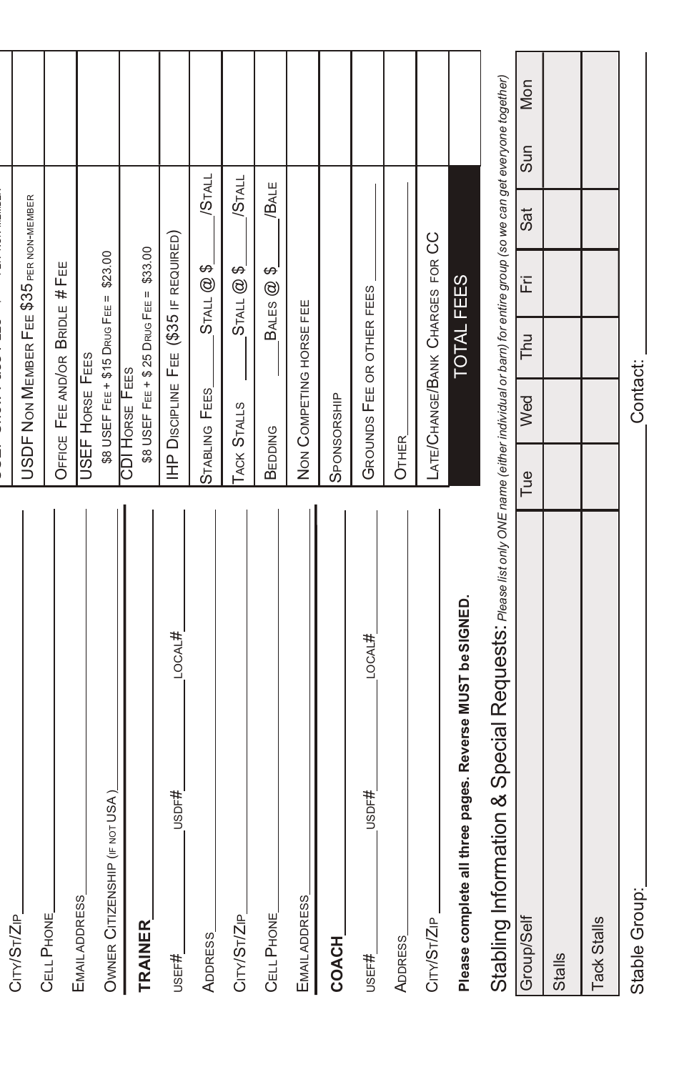City/St/Zip ______

Cell Phone ______

Email Address ______

Owner Citizenship (if not USA) ______

**TRAINER** ______

USEF# ______ USDF# ______ Local# ______

Address ______

City/St/Zip ______

Cell Phone ______

Email Address ______

**COACH** ______

USEF# ______ USDF# ______ Local# ______

Address ______

City/St/Zip ______

**Please complete all three pages. Reverse MUST be SIGNED.**

| | |
|---|---|
| USDF Non Member Fee $35 per non-member | |
| Office Fee and/or Bridle # Fee | |
| USEF Horse Fees<br>$8 USEF Fee + $15 Drug Fee = $23.00 | |
| CDI Horse Fees<br>$8 USEF Fee + $ 25 Drug Fee = $33.00 | |
| IHP Discipline Fee ($35 if required) | |
| Stabling Fees ____ Stall @ $____ /Stall | |
| Tack Stalls ____ Stall @ $____ /Stall | |
| Bedding ____ Bales @ $____ /Bale | |
| Non Competing horse fee | |
| Sponsorship | |
| Grounds Fee or other fees ______ | |
| Other ______ | |
| Late/Change/Bank Charges for CC | |
| **TOTAL FEES** | |

## Stabling Information & Special Requests:

*Please list only ONE name (either individual or barn) for entire group (so we can get everyone together)*

| Group/Self | Tue | Wed | Thu | Fri | Sat | Sun | Mon |
|---|---|---|---|---|---|---|---|
| Stalls | | | | | | | |
| Tack Stalls | | | | | | | |

Stable Group: ______ Contact: ______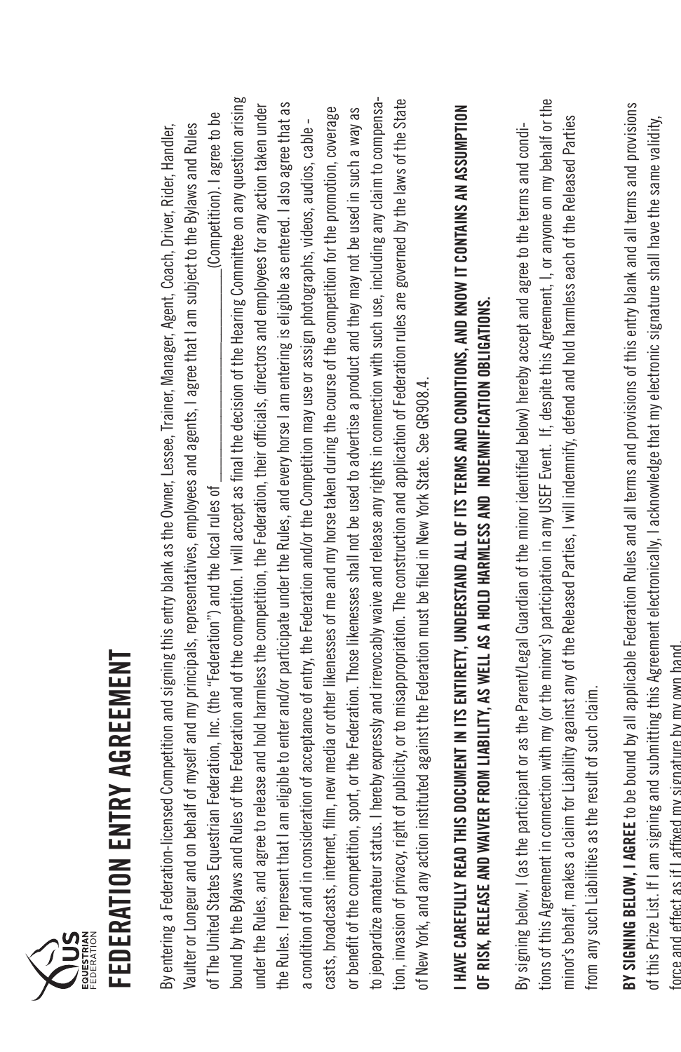# FEDERATION ENTRY AGREEMENT

By entering a Federation-licensed Competition and signing this entry blank as the Owner, Lessee, Trainer, Manager, Agent, Coach, Driver, Rider, Handler, Vaulter or Longeur and on behalf of myself and my principals, representatives, employees and agents, I agree that I am subject to the Bylaws and Rules of The United States Equestrian Federation, Inc. (the "Federation") and the local rules of \_\_\_\_\_\_\_\_\_\_\_\_\_\_\_\_\_\_\_\_\_\_\_\_\_\_\_\_ (Competition). I agree to be bound by the Bylaws and Rules of the Federation and of the competition. I will accept as final the decision of the Hearing Committee on any question arising under the Rules, and agree to release and hold harmless the competition, the Federation, their officials, directors and employees for any action taken under the Rules. I represent that I am eligible to enter and/or participate under the Rules, and every horse I am entering is eligible as entered. I also agree that as a condition of and in consideration of acceptance of entry, the Federation and/or the Competition may use or assign photographs, videos, audios, cable - casts, broadcasts, internet, film, new media or other likenesses of me and my horse taken during the course of the competition for the promotion, coverage or benefit of the competition, sport, or the Federation. Those likenesses shall not be used to advertise a product and they may not be used in such a way as to jeopardize amateur status. I hereby expressly and irrevocably waive and release any rights in connection with such use, including any claim to compensation, invasion of privacy, right of publicity, or to misappropriation. The construction and application of Federation rules are governed by the laws of the State of New York, and any action instituted against the Federation must be filed in New York State. See GR908.4.

**I HAVE CAREFULLY READ THIS DOCUMENT IN ITS ENTIRETY, UNDERSTAND ALL OF ITS TERMS AND CONDITIONS, AND KNOW IT CONTAINS AN ASSUMPTION OF RISK, RELEASE AND WAIVER FROM LIABILITY, AS WELL AS A HOLD HARMLESS AND INDEMNIFICATION OBLIGATIONS.**

By signing below, I (as the participant or as the Parent/Legal Guardian of the minor identified below) hereby accept and agree to the terms and conditions of this Agreement in connection with my (or the minor's) participation in any USEF Event. If, despite this Agreement, I, or anyone on my behalf or the minor's behalf, makes a claim for Liability against any of the Released Parties, I will indemnify, defend and hold harmless each of the Released Parties from any such Liabilities as the result of such claim.

**BY SIGNING BELOW, I AGREE** to be bound by all applicable Federation Rules and all terms and provisions of this entry blank and all terms and provisions of this Prize List. If I am signing and submitting this Agreement electronically, I acknowledge that my electronic signature shall have the same validity, force and effect as if I affixed my signature by my own hand.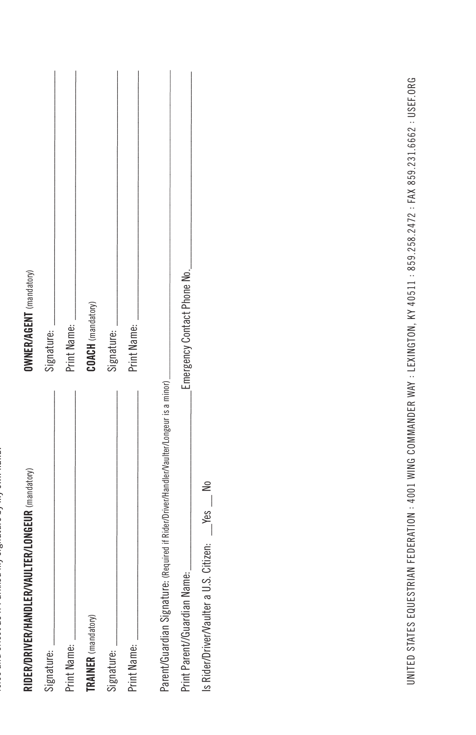**RIDER/DRIVER/HANDLER/VAULTER/LONGEUR** (mandatory)

Signature: ______________________________

Print Name: ______________________________

**TRAINER** (mandatory)

Signature: ______________________________

Print Name: ______________________________

**OWNER/AGENT** (mandatory)

Signature: ______________________________

Print Name: ______________________________

**COACH** (mandatory)

Signature: ______________________________

Print Name: ______________________________

Parent/Guardian Signature: (Required if Rider/Driver/Handler/Vaulter/Longeur is a minor) ______________________________

Print Parent//Guardian Name: ______________________________ Emergency Contact Phone No. ______________________________

Is Rider/Driver/Vaulter a U.S. Citizen: ___Yes ___ No

UNITED STATES EQUESTRIAN FEDERATION : 4001 WING COMMANDER WAY : LEXINGTON, KY 40511 : 859.258.2472 : FAX 859.231.6662 : USEF.ORG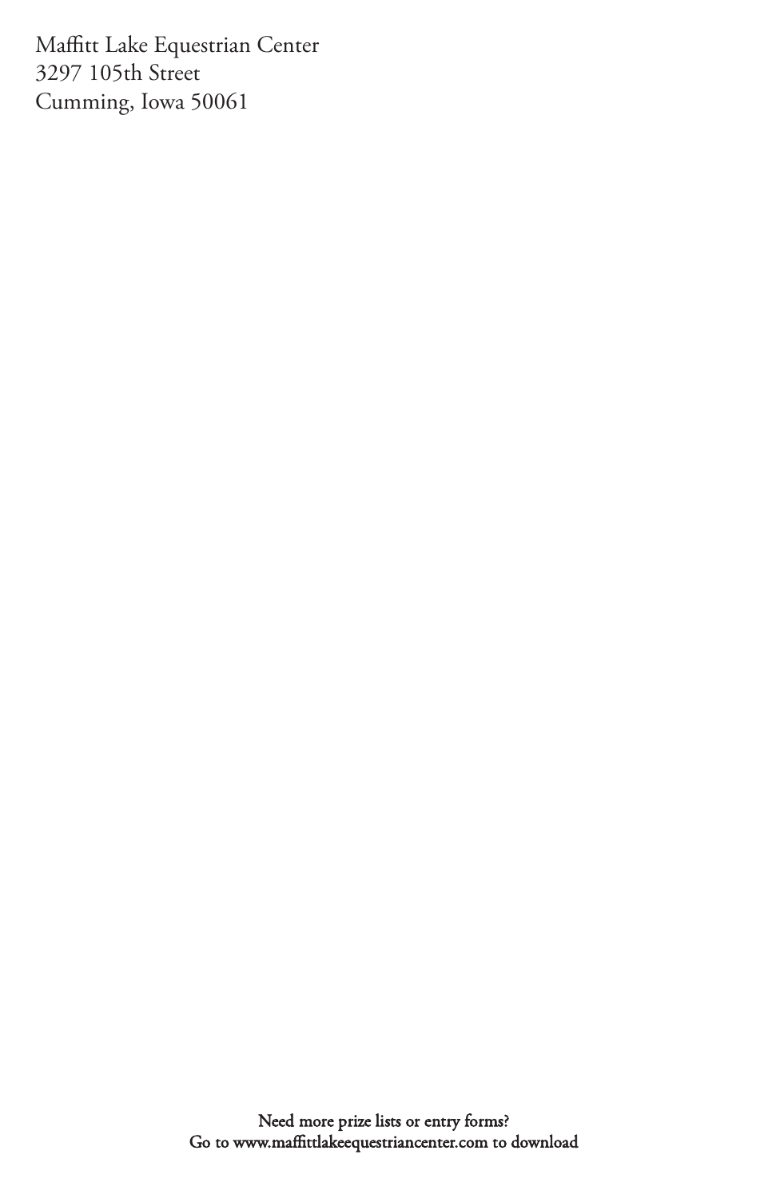Maffitt Lake Equestrian Center
3297 105th Street
Cumming, Iowa 50061

Need more prize lists or entry forms?
Go to www.maffittlakeequestriancenter.com to download